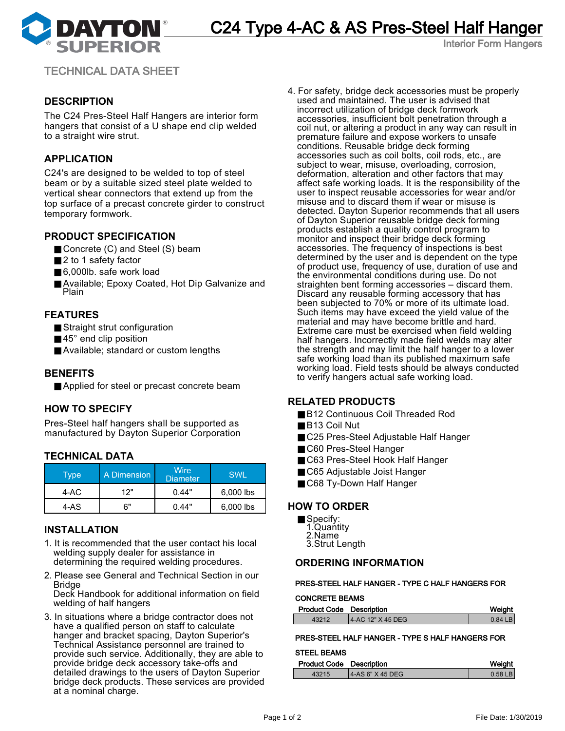# C24 Type 4-AC & AS Pres-Steel Half Hanger

Interior Form Hangers

TECHNICAL DATA SHEET

## DESCRIPTION

The C24 Pres-Steel Half Hangers are interior form hangers that consist of a U shape end clip welded to a straight wire strut.

## APPLICATION

C24's are designed to be welded to top of steel beam or by a suitable sized steel plate welded to vertical shear connectors that extend up from the top surface of a precast concrete girder to construct temporary formwork.

## PRODUCT SPECIFICATION

- Concrete (C) and Steel (S) beam
- 2 to 1 safety factor
- 6,000lb. safe work load
- Available; Epoxy Coated, Hot Dip Galvanize and Plain

## FEATURES

- Straight strut configuration
- 45° end clip position
- Available; standard or custom lengths

## BENEFITS

- Applied for steel or precast concrete beam

## HOW TO SPECIFY

Pres-Steel half hangers shall be supported as manufactured by Dayton Superior Corporation

## TECHNICAL DATA

| Type | A Dimension | Wire Diameter | SWL |
|---|---|---|---|
| 4-AC | 12" | 0.44" | 6,000 lbs |
| 4-AS | 6" | 0.44" | 6,000 lbs |

## INSTALLATION

1. It is recommended that the user contact his local welding supply dealer for assistance in determining the required welding procedures.
2. Please see General and Technical Section in our Bridge Deck Handbook for additional information on field welding of half hangers
3. In situations where a bridge contractor does not have a qualified person on staff to calculate hanger and bracket spacing, Dayton Superior's Technical Assistance personnel are trained to provide such service. Additionally, they are able to provide bridge deck accessory take-offs and detailed drawings to the users of Dayton Superior bridge deck products. These services are provided at a nominal charge.
4. For safety, bridge deck accessories must be properly used and maintained. The user is advised that incorrect utilization of bridge deck formwork accessories, insufficient bolt penetration through a coil nut, or altering a product in any way can result in premature failure and expose workers to unsafe conditions. Reusable bridge deck forming accessories such as coil bolts, coil rods, etc., are subject to wear, misuse, overloading, corrosion, deformation, alteration and other factors that may affect safe working loads. It is the responsibility of the user to inspect reusable accessories for wear and/or misuse and to discard them if wear or misuse is detected. Dayton Superior recommends that all users of Dayton Superior reusable bridge deck forming products establish a quality control program to monitor and inspect their bridge deck forming accessories. The frequency of inspections is best determined by the user and is dependent on the type of product use, frequency of use, duration of use and the environmental conditions during use. Do not straighten bent forming accessories – discard them. Discard any reusable forming accessory that has been subjected to 70% or more of its ultimate load. Such items may have exceed the yield value of the material and may have become brittle and hard. Extreme care must be exercised when field welding half hangers. Incorrectly made field welds may alter the strength and may limit the half hanger to a lower safe working load than its published maximum safe working load. Field tests should be always conducted to verify hangers actual safe working load.

## RELATED PRODUCTS

- B12 Continuous Coil Threaded Rod
- B13 Coil Nut
- C25 Pres-Steel Adjustable Half Hanger
- C60 Pres-Steel Hanger
- C63 Pres-Steel Hook Half Hanger
- C65 Adjustable Joist Hanger
- C68 Ty-Down Half Hanger

## HOW TO ORDER

- Specify:
  1. Quantity
  2. Name
  3. Strut Length

## ORDERING INFORMATION

**PRES-STEEL HALF HANGER - TYPE C HALF HANGERS FOR CONCRETE BEAMS**

| Product Code | Description | Weight |
|---|---|---|
| 43212 | 4-AC 12" X 45 DEG | 0.84 LB |

**PRES-STEEL HALF HANGER - TYPE S HALF HANGERS FOR STEEL BEAMS**

| Product Code | Description | Weight |
|---|---|---|
| 43215 | 4-AS 6" X 45 DEG | 0.58 LB |

File Date: 1/30/2019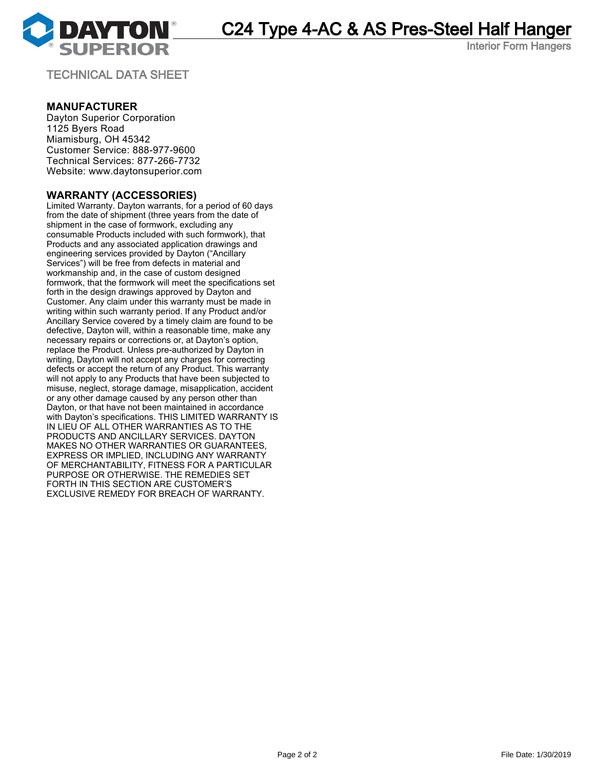# C24 Type 4-AC & AS Pres-Steel Half Hanger

Interior Form Hangers

TECHNICAL DATA SHEET

## MANUFACTURER

Dayton Superior Corporation
1125 Byers Road
Miamisburg, OH 45342
Customer Service: 888-977-9600
Technical Services: 877-266-7732
Website: www.daytonsuperior.com

## WARRANTY (ACCESSORIES)

Limited Warranty. Dayton warrants, for a period of 60 days from the date of shipment (three years from the date of shipment in the case of formwork, excluding any consumable Products included with such formwork), that Products and any associated application drawings and engineering services provided by Dayton ("Ancillary Services") will be free from defects in material and workmanship and, in the case of custom designed formwork, that the formwork will meet the specifications set forth in the design drawings approved by Dayton and Customer. Any claim under this warranty must be made in writing within such warranty period. If any Product and/or Ancillary Service covered by a timely claim are found to be defective, Dayton will, within a reasonable time, make any necessary repairs or corrections or, at Dayton's option, replace the Product. Unless pre-authorized by Dayton in writing, Dayton will not accept any charges for correcting defects or accept the return of any Product. This warranty will not apply to any Products that have been subjected to misuse, neglect, storage damage, misapplication, accident or any other damage caused by any person other than Dayton, or that have not been maintained in accordance with Dayton's specifications. THIS LIMITED WARRANTY IS IN LIEU OF ALL OTHER WARRANTIES AS TO THE PRODUCTS AND ANCILLARY SERVICES. DAYTON MAKES NO OTHER WARRANTIES OR GUARANTEES, EXPRESS OR IMPLIED, INCLUDING ANY WARRANTY OF MERCHANTABILITY, FITNESS FOR A PARTICULAR PURPOSE OR OTHERWISE. THE REMEDIES SET FORTH IN THIS SECTION ARE CUSTOMER'S EXCLUSIVE REMEDY FOR BREACH OF WARRANTY.

File Date: 1/30/2019